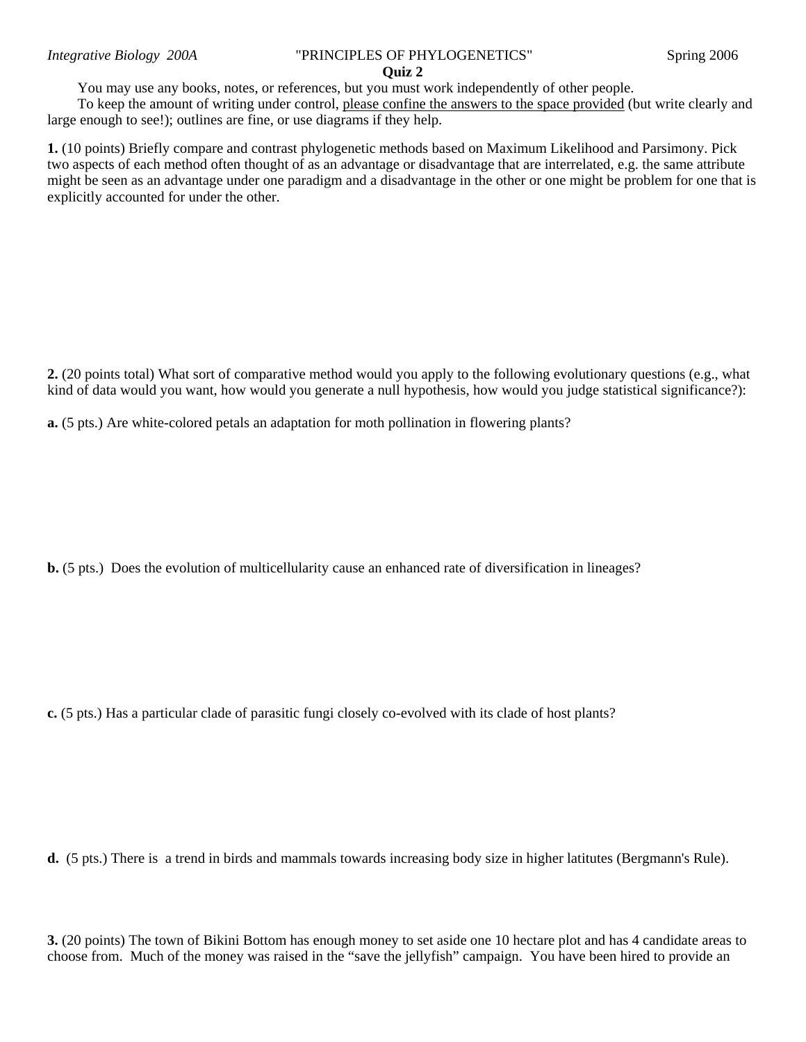*Integrative Biology 200A* "PRINCIPLES OF PHYLOGENETICS" Spring 2006

**Quiz 2**

You may use any books, notes, or references, but you must work independently of other people.

To keep the amount of writing under control, <u>please confine the answers to the space provided</u> (but write clearly and large enough to see!); outlines are fine, or use diagrams if they help.

**1.** (10 points) Briefly compare and contrast phylogenetic methods based on Maximum Likelihood and Parsimony. Pick two aspects of each method often thought of as an advantage or disadvantage that are interrelated, e.g. the same attribute might be seen as an advantage under one paradigm and a disadvantage in the other or one might be problem for one that is explicitly accounted for under the other.

**2.** (20 points total) What sort of comparative method would you apply to the following evolutionary questions (e.g., what kind of data would you want, how would you generate a null hypothesis, how would you judge statistical significance?):

**a.** (5 pts.) Are white-colored petals an adaptation for moth pollination in flowering plants?

**b.** (5 pts.) Does the evolution of multicellularity cause an enhanced rate of diversification in lineages?

**c.** (5 pts.) Has a particular clade of parasitic fungi closely co-evolved with its clade of host plants?

**d.** (5 pts.) There is a trend in birds and mammals towards increasing body size in higher latitutes (Bergmann's Rule).

**3.** (20 points) The town of Bikini Bottom has enough money to set aside one 10 hectare plot and has 4 candidate areas to choose from. Much of the money was raised in the "save the jellyfish" campaign. You have been hired to provide an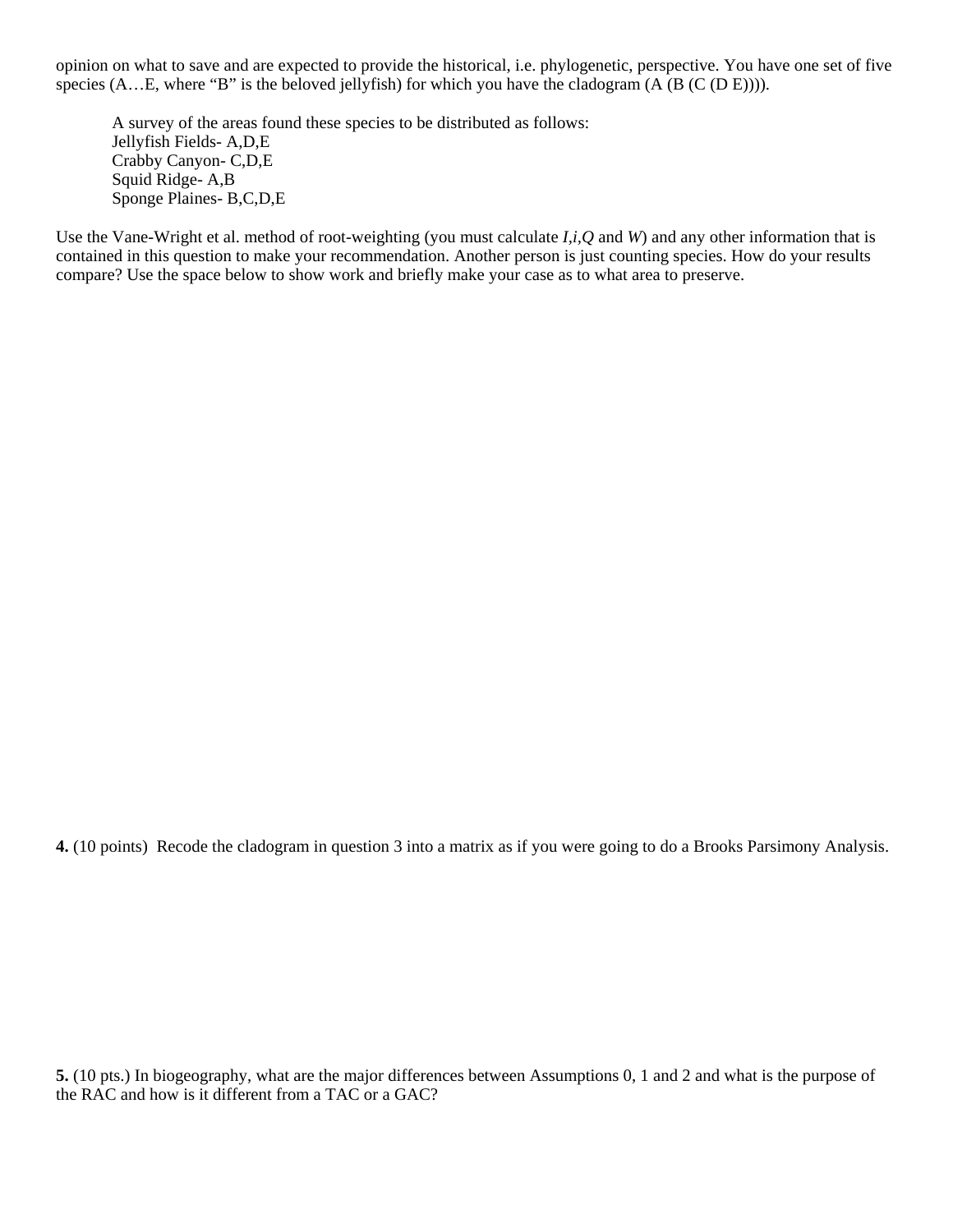opinion on what to save and are expected to provide the historical, i.e. phylogenetic, perspective. You have one set of five species (A…E, where "B" is the beloved jellyfish) for which you have the cladogram (A (B (C (D E)))).

> A survey of the areas found these species to be distributed as follows:
> Jellyfish Fields- A,D,E
> Crabby Canyon- C,D,E
> Squid Ridge- A,B
> Sponge Plaines- B,C,D,E

Use the Vane-Wright et al. method of root-weighting (you must calculate *I*,*i*,*Q* and *W*) and any other information that is contained in this question to make your recommendation. Another person is just counting species. How do your results compare? Use the space below to show work and briefly make your case as to what area to preserve.

**4.** (10 points) Recode the cladogram in question 3 into a matrix as if you were going to do a Brooks Parsimony Analysis.

**5.** (10 pts.) In biogeography, what are the major differences between Assumptions 0, 1 and 2 and what is the purpose of the RAC and how is it different from a TAC or a GAC?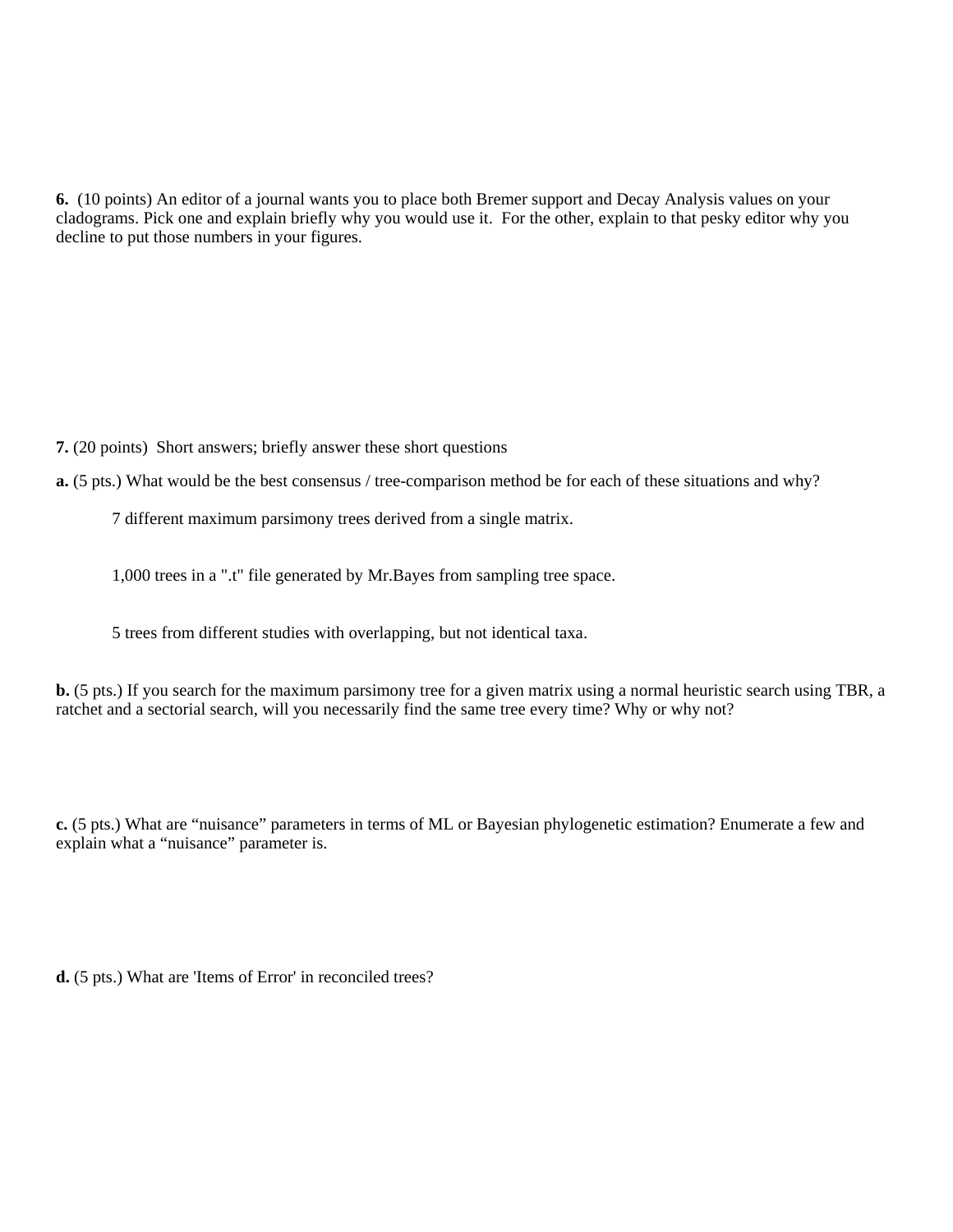**6.** (10 points) An editor of a journal wants you to place both Bremer support and Decay Analysis values on your cladograms. Pick one and explain briefly why you would use it. For the other, explain to that pesky editor why you decline to put those numbers in your figures.

**7.** (20 points) Short answers; briefly answer these short questions

**a.** (5 pts.) What would be the best consensus / tree-comparison method be for each of these situations and why?

7 different maximum parsimony trees derived from a single matrix.

1,000 trees in a ".t" file generated by Mr.Bayes from sampling tree space.

5 trees from different studies with overlapping, but not identical taxa.

**b.** (5 pts.) If you search for the maximum parsimony tree for a given matrix using a normal heuristic search using TBR, a ratchet and a sectorial search, will you necessarily find the same tree every time? Why or why not?

**c.** (5 pts.) What are "nuisance" parameters in terms of ML or Bayesian phylogenetic estimation? Enumerate a few and explain what a "nuisance" parameter is.

**d.** (5 pts.) What are 'Items of Error' in reconciled trees?